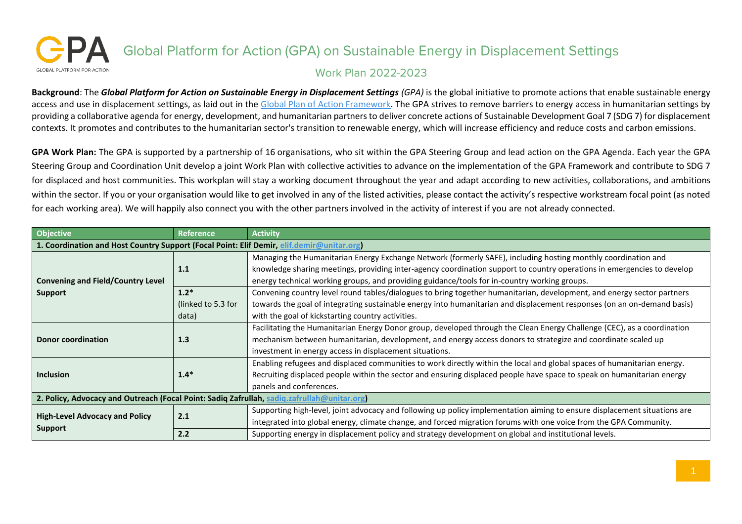# Global Platform for Action (GPA) on Sustainable Energy in Displacement Settings

## Work Plan 2022-2023

**Background**: The ***Global Platform for Action on Sustainable Energy in Displacement Settings*** *(GPA)* is the global initiative to promote actions that enable sustainable energy access and use in displacement settings, as laid out in the Global Plan of Action Framework. The GPA strives to remove barriers to energy access in humanitarian settings by providing a collaborative agenda for energy, development, and humanitarian partners to deliver concrete actions of Sustainable Development Goal 7 (SDG 7) for displacement contexts. It promotes and contributes to the humanitarian sector's transition to renewable energy, which will increase efficiency and reduce costs and carbon emissions.

**GPA Work Plan:** The GPA is supported by a partnership of 16 organisations, who sit within the GPA Steering Group and lead action on the GPA Agenda. Each year the GPA Steering Group and Coordination Unit develop a joint Work Plan with collective activities to advance on the implementation of the GPA Framework and contribute to SDG 7 for displaced and host communities. This workplan will stay a working document throughout the year and adapt according to new activities, collaborations, and ambitions within the sector. If you or your organisation would like to get involved in any of the listed activities, please contact the activity's respective workstream focal point (as noted for each working area). We will happily also connect you with the other partners involved in the activity of interest if you are not already connected.

| Objective | Reference | Activity |
|---|---|---|
| **1. Coordination and Host Country Support (Focal Point: Elif Demir, elif.demir@unitar.org)** | | |
| **Convening and Field/Country Level Support** | **1.1** | Managing the Humanitarian Energy Exchange Network (formerly SAFE), including hosting monthly coordination and knowledge sharing meetings, providing inter-agency coordination support to country operations in emergencies to develop energy technical working groups, and providing guidance/tools for in-country working groups. |
| | **1.2*** (linked to 5.3 for data) | Convening country level round tables/dialogues to bring together humanitarian, development, and energy sector partners towards the goal of integrating sustainable energy into humanitarian and displacement responses (on an on-demand basis) with the goal of kickstarting country activities. |
| **Donor coordination** | **1.3** | Facilitating the Humanitarian Energy Donor group, developed through the Clean Energy Challenge (CEC), as a coordination mechanism between humanitarian, development, and energy access donors to strategize and coordinate scaled up investment in energy access in displacement situations. |
| **Inclusion** | **1.4*** | Enabling refugees and displaced communities to work directly within the local and global spaces of humanitarian energy. Recruiting displaced people within the sector and ensuring displaced people have space to speak on humanitarian energy panels and conferences. |
| **2. Policy, Advocacy and Outreach (Focal Point: Sadiq Zafrullah, sadiq.zafrullah@unitar.org)** | | |
| **High-Level Advocacy and Policy Support** | **2.1** | Supporting high-level, joint advocacy and following up policy implementation aiming to ensure displacement situations are integrated into global energy, climate change, and forced migration forums with one voice from the GPA Community. |
| | **2.2** | Supporting energy in displacement policy and strategy development on global and institutional levels. |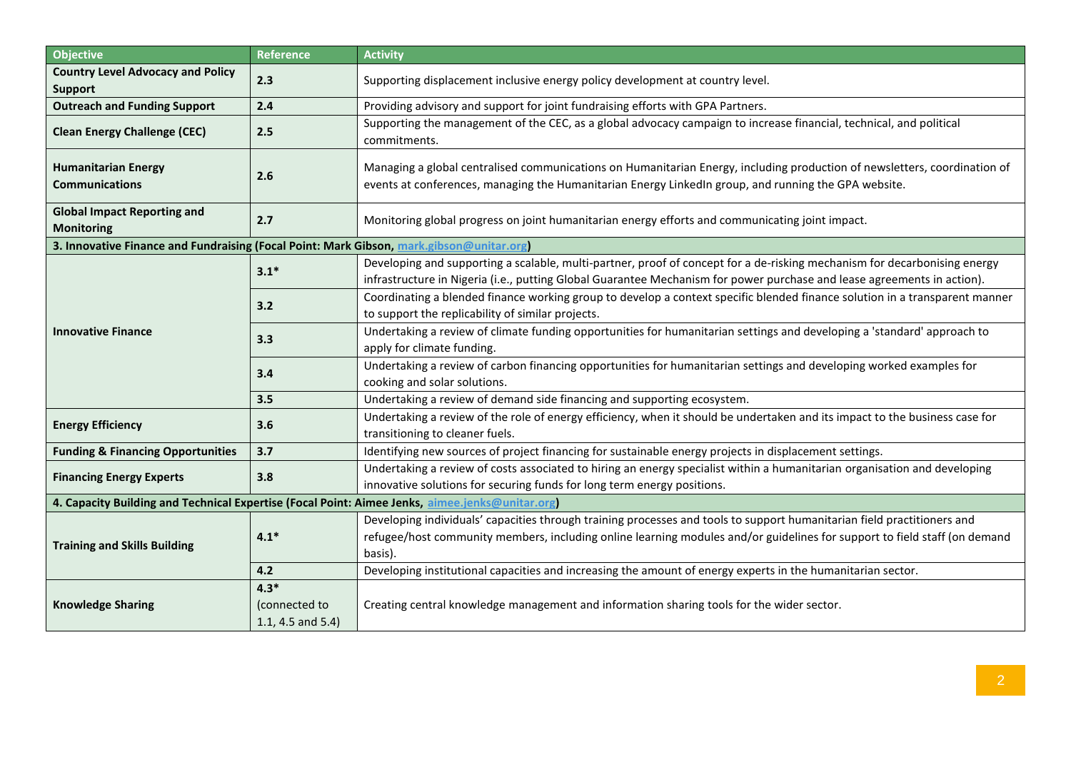| Objective | Reference | Activity |
|---|---|---|
| **Country Level Advocacy and Policy Support** | **2.3** | Supporting displacement inclusive energy policy development at country level. |
| **Outreach and Funding Support** | **2.4** | Providing advisory and support for joint fundraising efforts with GPA Partners. |
| **Clean Energy Challenge (CEC)** | **2.5** | Supporting the management of the CEC, as a global advocacy campaign to increase financial, technical, and political commitments. |
| **Humanitarian Energy Communications** | **2.6** | Managing a global centralised communications on Humanitarian Energy, including production of newsletters, coordination of events at conferences, managing the Humanitarian Energy LinkedIn group, and running the GPA website. |
| **Global Impact Reporting and Monitoring** | **2.7** | Monitoring global progress on joint humanitarian energy efforts and communicating joint impact. |
| **3. Innovative Finance and Fundraising (Focal Point: Mark Gibson, [mark.gibson@unitar.org](mailto:mark.gibson@unitar.org))** | | |
| **Innovative Finance** | **3.1*** | Developing and supporting a scalable, multi-partner, proof of concept for a de-risking mechanism for decarbonising energy infrastructure in Nigeria (i.e., putting Global Guarantee Mechanism for power purchase and lease agreements in action). |
| | **3.2** | Coordinating a blended finance working group to develop a context specific blended finance solution in a transparent manner to support the replicability of similar projects. |
| | **3.3** | Undertaking a review of climate funding opportunities for humanitarian settings and developing a 'standard' approach to apply for climate funding. |
| | **3.4** | Undertaking a review of carbon financing opportunities for humanitarian settings and developing worked examples for cooking and solar solutions. |
| | **3.5** | Undertaking a review of demand side financing and supporting ecosystem. |
| **Energy Efficiency** | **3.6** | Undertaking a review of the role of energy efficiency, when it should be undertaken and its impact to the business case for transitioning to cleaner fuels. |
| **Funding & Financing Opportunities** | **3.7** | Identifying new sources of project financing for sustainable energy projects in displacement settings. |
| **Financing Energy Experts** | **3.8** | Undertaking a review of costs associated to hiring an energy specialist within a humanitarian organisation and developing innovative solutions for securing funds for long term energy positions. |
| **4. Capacity Building and Technical Expertise (Focal Point: Aimee Jenks, [aimee.jenks@unitar.org](mailto:aimee.jenks@unitar.org))** | | |
| **Training and Skills Building** | **4.1*** | Developing individuals' capacities through training processes and tools to support humanitarian field practitioners and refugee/host community members, including online learning modules and/or guidelines for support to field staff (on demand basis). |
| | **4.2** | Developing institutional capacities and increasing the amount of energy experts in the humanitarian sector. |
| **Knowledge Sharing** | **4.3*** (connected to 1.1, 4.5 and 5.4) | Creating central knowledge management and information sharing tools for the wider sector. |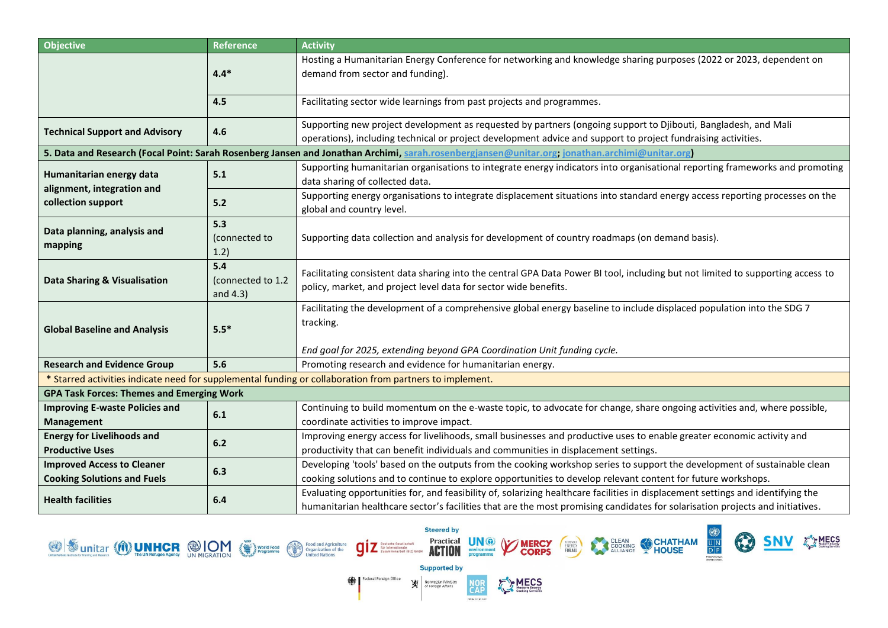| Objective | Reference | Activity |
|---|---|---|
| | 4.4* | Hosting a Humanitarian Energy Conference for networking and knowledge sharing purposes (2022 or 2023, dependent on demand from sector and funding). |
| | 4.5 | Facilitating sector wide learnings from past projects and programmes. |
| **Technical Support and Advisory** | 4.6 | Supporting new project development as requested by partners (ongoing support to Djibouti, Bangladesh, and Mali operations), including technical or project development advice and support to project fundraising activities. |
| **5. Data and Research (Focal Point: Sarah Rosenberg Jansen and Jonathan Archimi, sarah.rosenbergjansen@unitar.org; jonathan.archimi@unitar.org)** | | |
| **Humanitarian energy data alignment, integration and collection support** | 5.1 | Supporting humanitarian organisations to integrate energy indicators into organisational reporting frameworks and promoting data sharing of collected data. |
| | 5.2 | Supporting energy organisations to integrate displacement situations into standard energy access reporting processes on the global and country level. |
| **Data planning, analysis and mapping** | 5.3 (connected to 1.2) | Supporting data collection and analysis for development of country roadmaps (on demand basis). |
| **Data Sharing & Visualisation** | 5.4 (connected to 1.2 and 4.3) | Facilitating consistent data sharing into the central GPA Data Power BI tool, including but not limited to supporting access to policy, market, and project level data for sector wide benefits. |
| **Global Baseline and Analysis** | 5.5* | Facilitating the development of a comprehensive global energy baseline to include displaced population into the SDG 7 tracking.<br><br>*End goal for 2025, extending beyond GPA Coordination Unit funding cycle.* |
| **Research and Evidence Group** | 5.6 | Promoting research and evidence for humanitarian energy. |
| **\*** Starred activities indicate need for supplemental funding or collaboration from partners to implement. | | |
| **GPA Task Forces: Themes and Emerging Work** | | |
| **Improving E-waste Policies and Management** | 6.1 | Continuing to build momentum on the e-waste topic, to advocate for change, share ongoing activities and, where possible, coordinate activities to improve impact. |
| **Energy for Livelihoods and Productive Uses** | 6.2 | Improving energy access for livelihoods, small businesses and productive uses to enable greater economic activity and productivity that can benefit individuals and communities in displacement settings. |
| **Improved Access to Cleaner Cooking Solutions and Fuels** | 6.3 | Developing 'tools' based on the outputs from the cooking workshop series to support the development of sustainable clean cooking solutions and to continue to explore opportunities to develop relevant content for future workshops. |
| **Health facilities** | 6.4 | Evaluating opportunities for, and feasibility of, solarizing healthcare facilities in displacement settings and identifying the humanitarian healthcare sector's facilities that are the most promising candidates for solarisation projects and initiatives. |

Steered by

Supported by